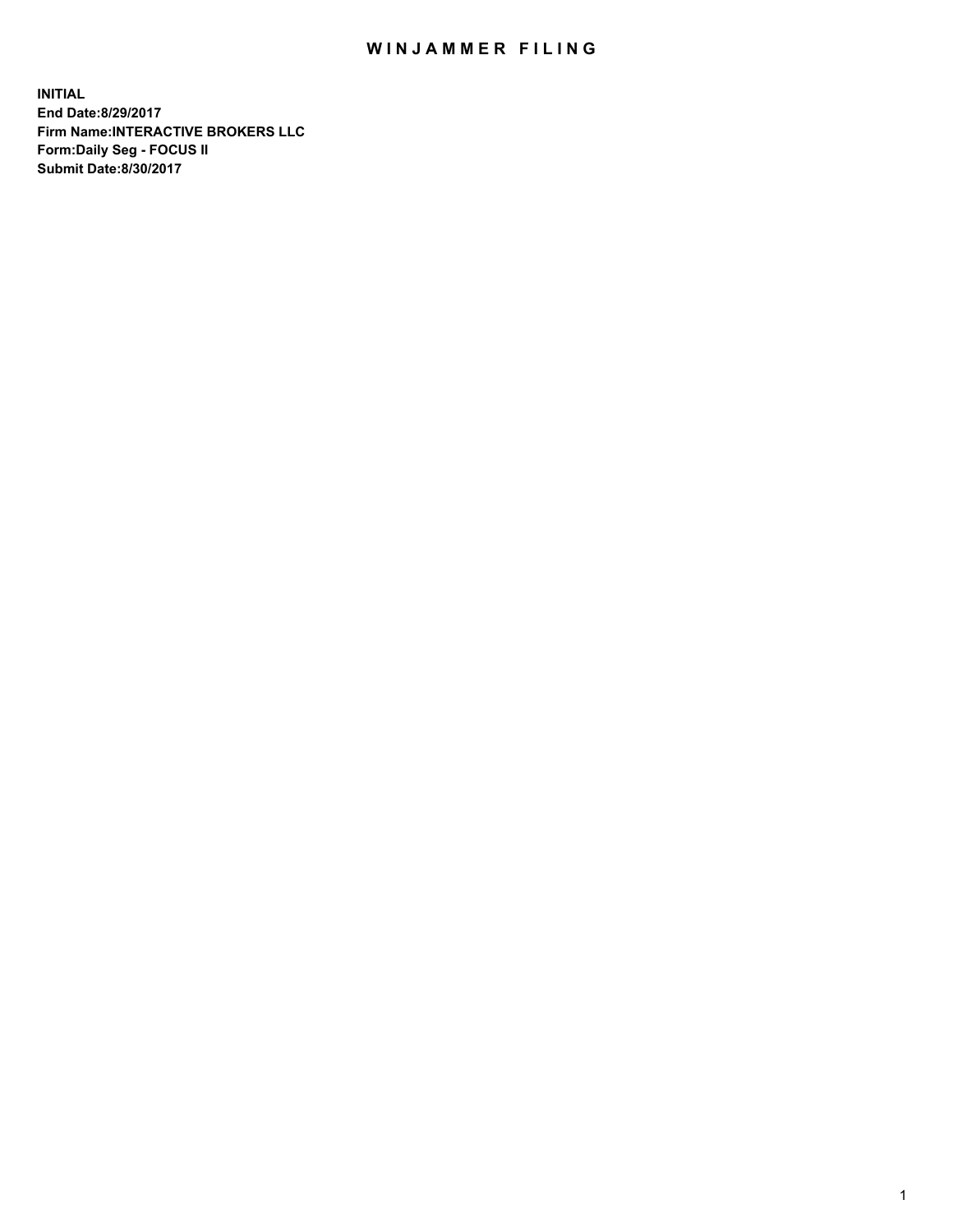# WINJAMMER FILING

**INITIAL**
**End Date:8/29/2017**
**Firm Name:INTERACTIVE BROKERS LLC**
**Form:Daily Seg - FOCUS II**
**Submit Date:8/30/2017**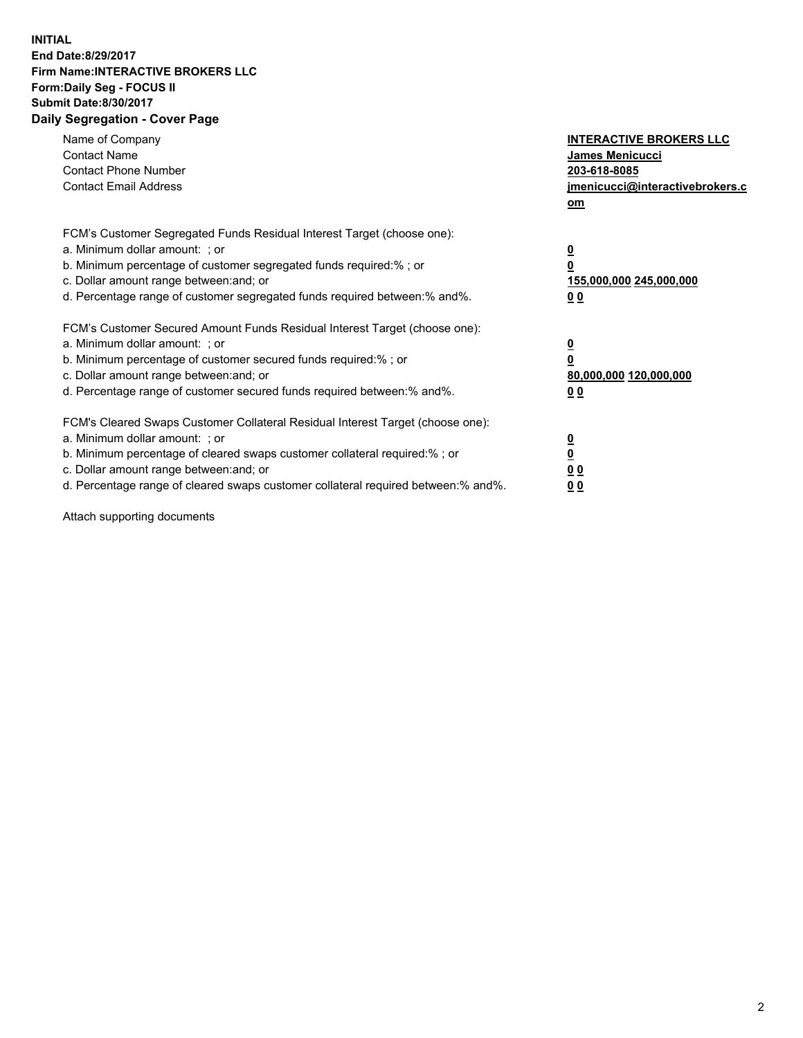**INITIAL**
**End Date:8/29/2017**
**Firm Name:INTERACTIVE BROKERS LLC**
**Form:Daily Seg - FOCUS II**
**Submit Date:8/30/2017**
**Daily Segregation - Cover Page**

| | |
|---|---|
| Name of Company | **INTERACTIVE BROKERS LLC** |
| Contact Name | **James Menicucci** |
| Contact Phone Number | **203-618-8085** |
| Contact Email Address | **jmenicucci@interactivebrokers.com** |

FCM's Customer Segregated Funds Residual Interest Target (choose one):

| | |
|---|---|
| a. Minimum dollar amount: ; or | **0** |
| b. Minimum percentage of customer segregated funds required:% ; or | **0** |
| c. Dollar amount range between:and; or | **155,000,000 245,000,000** |
| d. Percentage range of customer segregated funds required between:% and%. | **0 0** |

FCM's Customer Secured Amount Funds Residual Interest Target (choose one):

| | |
|---|---|
| a. Minimum dollar amount: ; or | **0** |
| b. Minimum percentage of customer secured funds required:% ; or | **0** |
| c. Dollar amount range between:and; or | **80,000,000 120,000,000** |
| d. Percentage range of customer secured funds required between:% and%. | **0 0** |

FCM's Cleared Swaps Customer Collateral Residual Interest Target (choose one):

| | |
|---|---|
| a. Minimum dollar amount: ; or | **0** |
| b. Minimum percentage of cleared swaps customer collateral required:% ; or | **0** |
| c. Dollar amount range between:and; or | **0 0** |
| d. Percentage range of cleared swaps customer collateral required between:% and%. | **0 0** |

Attach supporting documents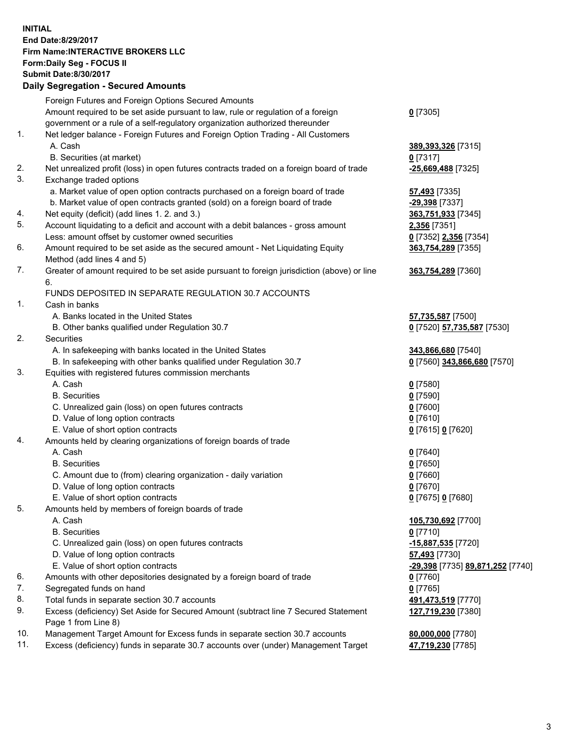**INITIAL**
**End Date:8/29/2017**
**Firm Name:INTERACTIVE BROKERS LLC**
**Form:Daily Seg - FOCUS II**
**Submit Date:8/30/2017**

## Daily Segregation - Secured Amounts

| | | |
|---|---|---|
| | Foreign Futures and Foreign Options Secured Amounts | |
| | Amount required to be set aside pursuant to law, rule or regulation of a foreign government or a rule of a self-regulatory organization authorized thereunder | **0** [7305] |
| 1. | Net ledger balance - Foreign Futures and Foreign Option Trading - All Customers | |
| | A. Cash | **389,393,326** [7315] |
| | B. Securities (at market) | **0** [7317] |
| 2. | Net unrealized profit (loss) in open futures contracts traded on a foreign board of trade | **-25,669,488** [7325] |
| 3. | Exchange traded options | |
| | a. Market value of open option contracts purchased on a foreign board of trade | **57,493** [7335] |
| | b. Market value of open contracts granted (sold) on a foreign board of trade | **-29,398** [7337] |
| 4. | Net equity (deficit) (add lines 1. 2. and 3.) | **363,751,933** [7345] |
| 5. | Account liquidating to a deficit and account with a debit balances - gross amount | **2,356** [7351] |
| | Less: amount offset by customer owned securities | **0** [7352] **2,356** [7354] |
| 6. | Amount required to be set aside as the secured amount - Net Liquidating Equity Method (add lines 4 and 5) | **363,754,289** [7355] |
| 7. | Greater of amount required to be set aside pursuant to foreign jurisdiction (above) or line 6. | **363,754,289** [7360] |
| | FUNDS DEPOSITED IN SEPARATE REGULATION 30.7 ACCOUNTS | |
| 1. | Cash in banks | |
| | A. Banks located in the United States | **57,735,587** [7500] |
| | B. Other banks qualified under Regulation 30.7 | **0** [7520] **57,735,587** [7530] |
| 2. | Securities | |
| | A. In safekeeping with banks located in the United States | **343,866,680** [7540] |
| | B. In safekeeping with other banks qualified under Regulation 30.7 | **0** [7560] **343,866,680** [7570] |
| 3. | Equities with registered futures commission merchants | |
| | A. Cash | **0** [7580] |
| | B. Securities | **0** [7590] |
| | C. Unrealized gain (loss) on open futures contracts | **0** [7600] |
| | D. Value of long option contracts | **0** [7610] |
| | E. Value of short option contracts | **0** [7615] **0** [7620] |
| 4. | Amounts held by clearing organizations of foreign boards of trade | |
| | A. Cash | **0** [7640] |
| | B. Securities | **0** [7650] |
| | C. Amount due to (from) clearing organization - daily variation | **0** [7660] |
| | D. Value of long option contracts | **0** [7670] |
| | E. Value of short option contracts | **0** [7675] **0** [7680] |
| 5. | Amounts held by members of foreign boards of trade | |
| | A. Cash | **105,730,692** [7700] |
| | B. Securities | **0** [7710] |
| | C. Unrealized gain (loss) on open futures contracts | **-15,887,535** [7720] |
| | D. Value of long option contracts | **57,493** [7730] |
| | E. Value of short option contracts | **-29,398** [7735] **89,871,252** [7740] |
| 6. | Amounts with other depositories designated by a foreign board of trade | **0** [7760] |
| 7. | Segregated funds on hand | **0** [7765] |
| 8. | Total funds in separate section 30.7 accounts | **491,473,519** [7770] |
| 9. | Excess (deficiency) Set Aside for Secured Amount (subtract line 7 Secured Statement Page 1 from Line 8) | **127,719,230** [7380] |
| 10. | Management Target Amount for Excess funds in separate section 30.7 accounts | **80,000,000** [7780] |
| 11. | Excess (deficiency) funds in separate 30.7 accounts over (under) Management Target | **47,719,230** [7785] |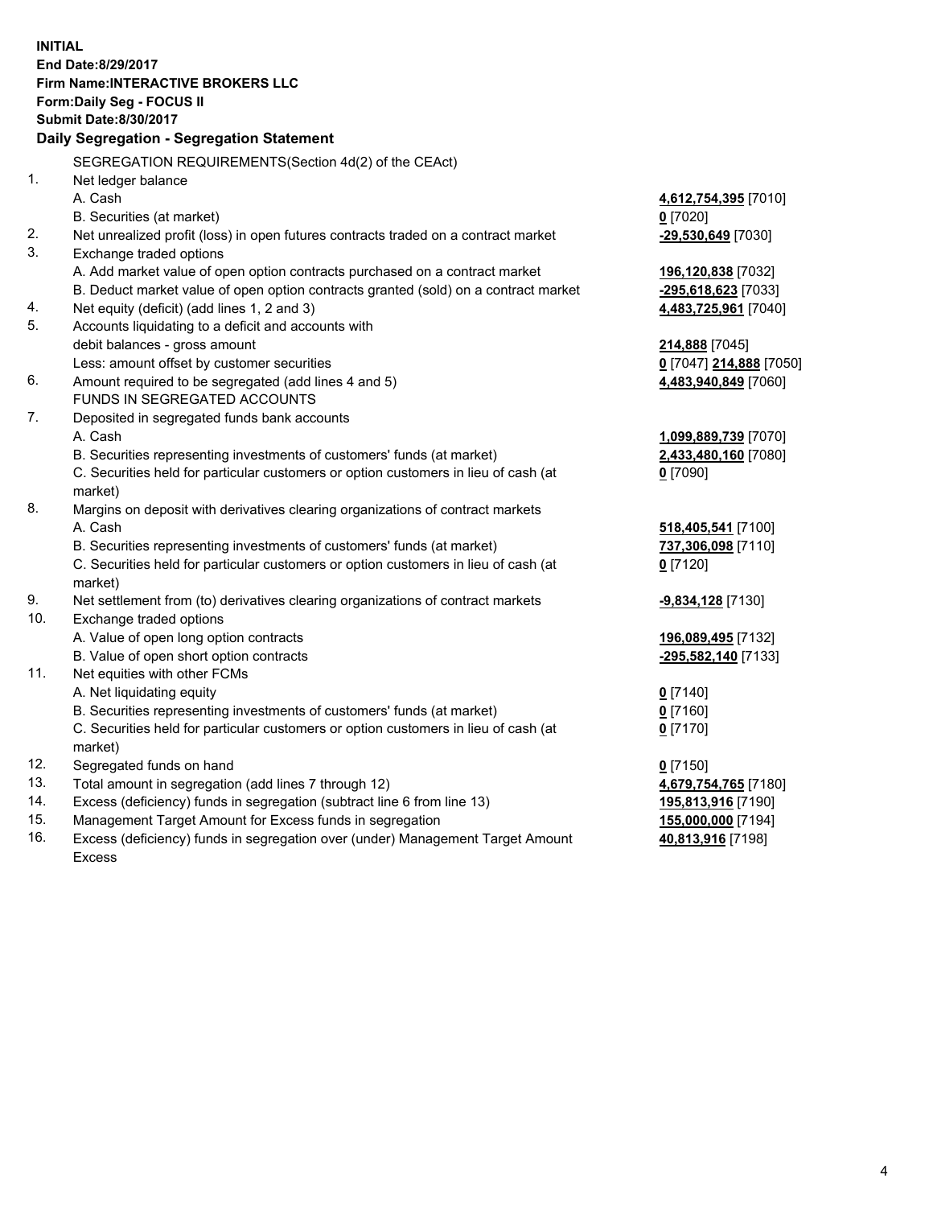**INITIAL**
**End Date:8/29/2017**
**Firm Name:INTERACTIVE BROKERS LLC**
**Form:Daily Seg - FOCUS II**
**Submit Date:8/30/2017**

## Daily Segregation - Segregation Statement

SEGREGATION REQUIREMENTS(Section 4d(2) of the CEAct)

| | | |
|---|---|---|
| 1. | Net ledger balance | |
| | A. Cash | **4,612,754,395** [7010] |
| | B. Securities (at market) | **0** [7020] |
| 2. | Net unrealized profit (loss) in open futures contracts traded on a contract market | **-29,530,649** [7030] |
| 3. | Exchange traded options | |
| | A. Add market value of open option contracts purchased on a contract market | **196,120,838** [7032] |
| | B. Deduct market value of open option contracts granted (sold) on a contract market | **-295,618,623** [7033] |
| 4. | Net equity (deficit) (add lines 1, 2 and 3) | **4,483,725,961** [7040] |
| 5. | Accounts liquidating to a deficit and accounts with debit balances - gross amount | **214,888** [7045] |
| | Less: amount offset by customer securities | **0** [7047] **214,888** [7050] |
| 6. | Amount required to be segregated (add lines 4 and 5) | **4,483,940,849** [7060] |
| | FUNDS IN SEGREGATED ACCOUNTS | |
| 7. | Deposited in segregated funds bank accounts | |
| | A. Cash | **1,099,889,739** [7070] |
| | B. Securities representing investments of customers' funds (at market) | **2,433,480,160** [7080] |
| | C. Securities held for particular customers or option customers in lieu of cash (at market) | **0** [7090] |
| 8. | Margins on deposit with derivatives clearing organizations of contract markets | |
| | A. Cash | **518,405,541** [7100] |
| | B. Securities representing investments of customers' funds (at market) | **737,306,098** [7110] |
| | C. Securities held for particular customers or option customers in lieu of cash (at market) | **0** [7120] |
| 9. | Net settlement from (to) derivatives clearing organizations of contract markets | **-9,834,128** [7130] |
| 10. | Exchange traded options | |
| | A. Value of open long option contracts | **196,089,495** [7132] |
| | B. Value of open short option contracts | **-295,582,140** [7133] |
| 11. | Net equities with other FCMs | |
| | A. Net liquidating equity | **0** [7140] |
| | B. Securities representing investments of customers' funds (at market) | **0** [7160] |
| | C. Securities held for particular customers or option customers in lieu of cash (at market) | **0** [7170] |
| 12. | Segregated funds on hand | **0** [7150] |
| 13. | Total amount in segregation (add lines 7 through 12) | **4,679,754,765** [7180] |
| 14. | Excess (deficiency) funds in segregation (subtract line 6 from line 13) | **195,813,916** [7190] |
| 15. | Management Target Amount for Excess funds in segregation | **155,000,000** [7194] |
| 16. | Excess (deficiency) funds in segregation over (under) Management Target Amount Excess | **40,813,916** [7198] |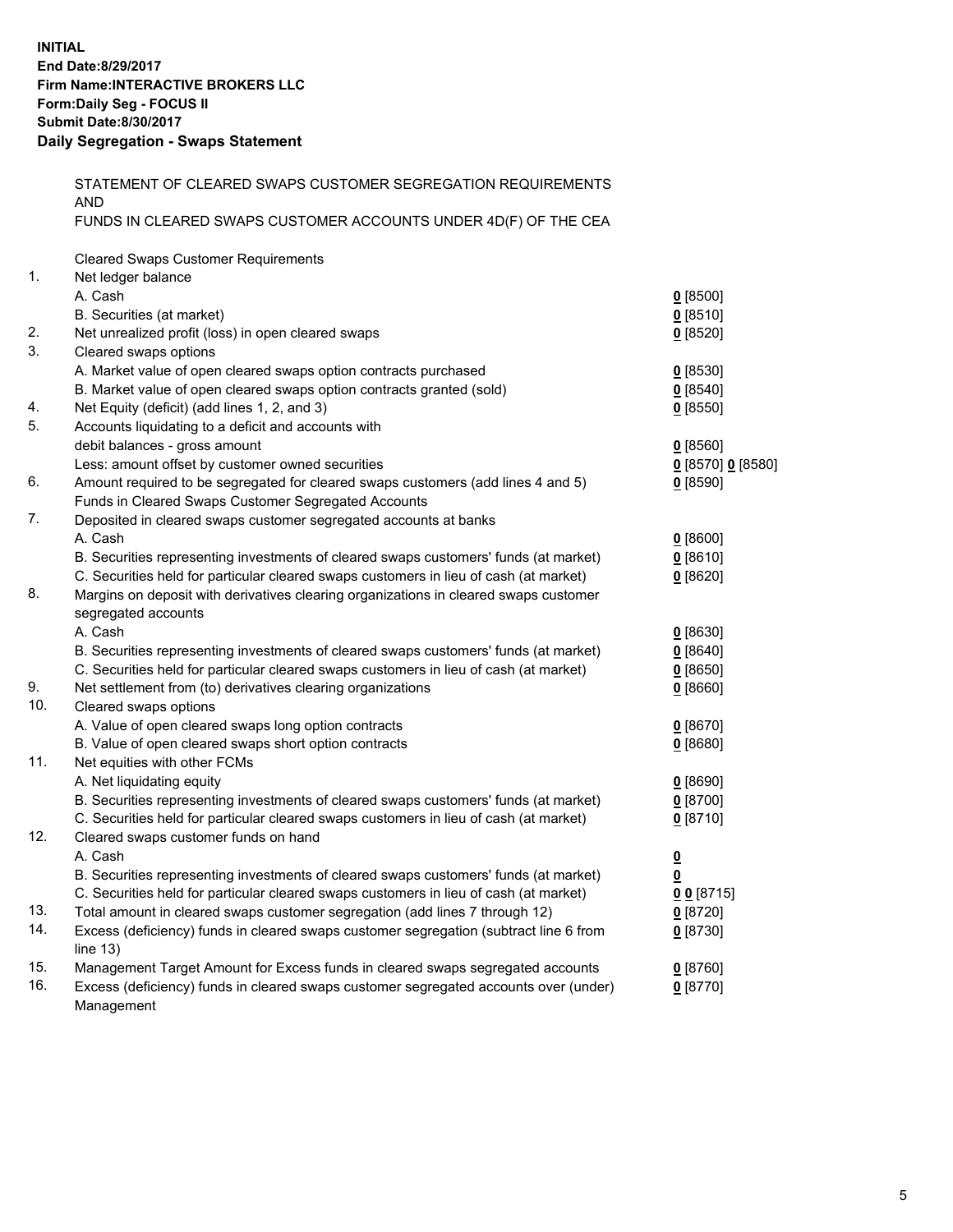**INITIAL**
**End Date:8/29/2017**
**Firm Name:INTERACTIVE BROKERS LLC**
**Form:Daily Seg - FOCUS II**
**Submit Date:8/30/2017**
**Daily Segregation - Swaps Statement**

STATEMENT OF CLEARED SWAPS CUSTOMER SEGREGATION REQUIREMENTS AND FUNDS IN CLEARED SWAPS CUSTOMER ACCOUNTS UNDER 4D(F) OF THE CEA

| | | |
|---|---|---|
| | Cleared Swaps Customer Requirements | |
| 1. | Net ledger balance | |
| | A. Cash | 0 [8500] |
| | B. Securities (at market) | 0 [8510] |
| 2. | Net unrealized profit (loss) in open cleared swaps | 0 [8520] |
| 3. | Cleared swaps options | |
| | A. Market value of open cleared swaps option contracts purchased | 0 [8530] |
| | B. Market value of open cleared swaps option contracts granted (sold) | 0 [8540] |
| 4. | Net Equity (deficit) (add lines 1, 2, and 3) | 0 [8550] |
| 5. | Accounts liquidating to a deficit and accounts with debit balances - gross amount | 0 [8560] |
| | Less: amount offset by customer owned securities | 0 [8570] 0 [8580] |
| 6. | Amount required to be segregated for cleared swaps customers (add lines 4 and 5) | 0 [8590] |
| | Funds in Cleared Swaps Customer Segregated Accounts | |
| 7. | Deposited in cleared swaps customer segregated accounts at banks | |
| | A. Cash | 0 [8600] |
| | B. Securities representing investments of cleared swaps customers' funds (at market) | 0 [8610] |
| | C. Securities held for particular cleared swaps customers in lieu of cash (at market) | 0 [8620] |
| 8. | Margins on deposit with derivatives clearing organizations in cleared swaps customer segregated accounts | |
| | A. Cash | 0 [8630] |
| | B. Securities representing investments of cleared swaps customers' funds (at market) | 0 [8640] |
| | C. Securities held for particular cleared swaps customers in lieu of cash (at market) | 0 [8650] |
| 9. | Net settlement from (to) derivatives clearing organizations | 0 [8660] |
| 10. | Cleared swaps options | |
| | A. Value of open cleared swaps long option contracts | 0 [8670] |
| | B. Value of open cleared swaps short option contracts | 0 [8680] |
| 11. | Net equities with other FCMs | |
| | A. Net liquidating equity | 0 [8690] |
| | B. Securities representing investments of cleared swaps customers' funds (at market) | 0 [8700] |
| | C. Securities held for particular cleared swaps customers in lieu of cash (at market) | 0 [8710] |
| 12. | Cleared swaps customer funds on hand | |
| | A. Cash | 0 |
| | B. Securities representing investments of cleared swaps customers' funds (at market) | 0 |
| | C. Securities held for particular cleared swaps customers in lieu of cash (at market) | 0 0 [8715] |
| 13. | Total amount in cleared swaps customer segregation (add lines 7 through 12) | 0 [8720] |
| 14. | Excess (deficiency) funds in cleared swaps customer segregation (subtract line 6 from line 13) | 0 [8730] |
| 15. | Management Target Amount for Excess funds in cleared swaps segregated accounts | 0 [8760] |
| 16. | Excess (deficiency) funds in cleared swaps customer segregated accounts over (under) Management | 0 [8770] |